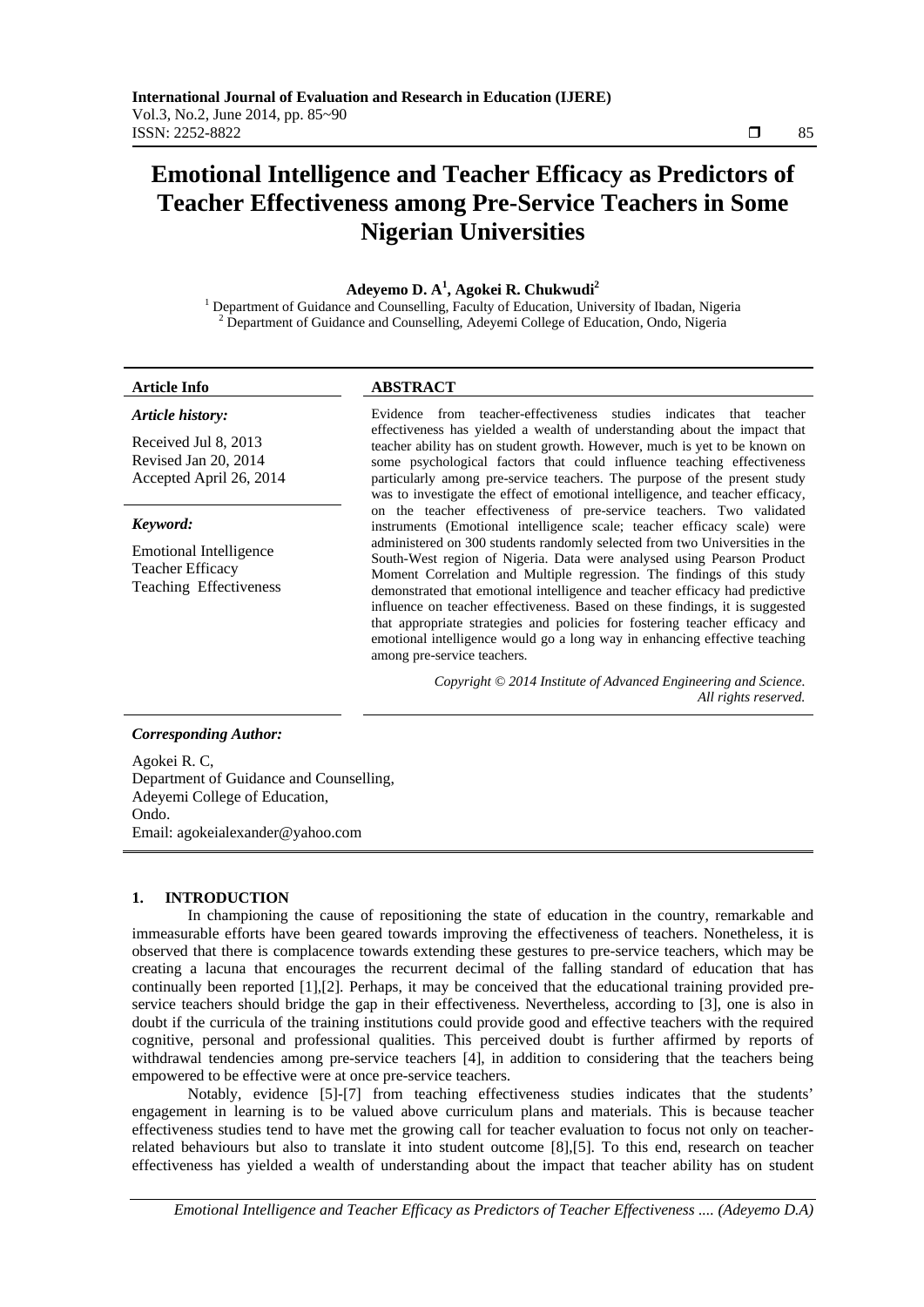# Emotional Intelligence and Teacher Efficacy as Predictors of Teacher Effectiveness among Pre-Service Teachers in Some Nigerian Universities

**Adeyemo D. A[1], Agokei R. Chukwudi[2]**

[1] Department of Guidance and Counselling, Faculty of Education, University of Ibadan, Nigeria
[2] Department of Guidance and Counselling, Adeyemi College of Education, Ondo, Nigeria

**Article Info**

***Article history:***

Received Jul 8, 2013
Revised Jan 20, 2014
Accepted April 26, 2014

***Keyword:***

Emotional Intelligence
Teacher Efficacy
Teaching Effectiveness

**ABSTRACT**

Evidence from teacher-effectiveness studies indicates that teacher effectiveness has yielded a wealth of understanding about the impact that teacher ability has on student growth. However, much is yet to be known on some psychological factors that could influence teaching effectiveness particularly among pre-service teachers. The purpose of the present study was to investigate the effect of emotional intelligence, and teacher efficacy, on the teacher effectiveness of pre-service teachers. Two validated instruments (Emotional intelligence scale; teacher efficacy scale) were administered on 300 students randomly selected from two Universities in the South-West region of Nigeria. Data were analysed using Pearson Product Moment Correlation and Multiple regression. The findings of this study demonstrated that emotional intelligence and teacher efficacy had predictive influence on teacher effectiveness. Based on these findings, it is suggested that appropriate strategies and policies for fostering teacher efficacy and emotional intelligence would go a long way in enhancing effective teaching among pre-service teachers.

*Copyright © 2014 Institute of Advanced Engineering and Science. All rights reserved.*

***Corresponding Author:***

Agokei R. C,
Department of Guidance and Counselling,
Adeyemi College of Education,
Ondo.
Email: agokeialexander@yahoo.com

## 1. INTRODUCTION

In championing the cause of repositioning the state of education in the country, remarkable and immeasurable efforts have been geared towards improving the effectiveness of teachers. Nonetheless, it is observed that there is complacence towards extending these gestures to pre-service teachers, which may be creating a lacuna that encourages the recurrent decimal of the falling standard of education that has continually been reported [1],[2]. Perhaps, it may be conceived that the educational training provided pre-service teachers should bridge the gap in their effectiveness. Nevertheless, according to [3], one is also in doubt if the curricula of the training institutions could provide good and effective teachers with the required cognitive, personal and professional qualities. This perceived doubt is further affirmed by reports of withdrawal tendencies among pre-service teachers [4], in addition to considering that the teachers being empowered to be effective were at once pre-service teachers.

Notably, evidence [5]-[7] from teaching effectiveness studies indicates that the students' engagement in learning is to be valued above curriculum plans and materials. This is because teacher effectiveness studies tend to have met the growing call for teacher evaluation to focus not only on teacher-related behaviours but also to translate it into student outcome [8],[5]. To this end, research on teacher effectiveness has yielded a wealth of understanding about the impact that teacher ability has on student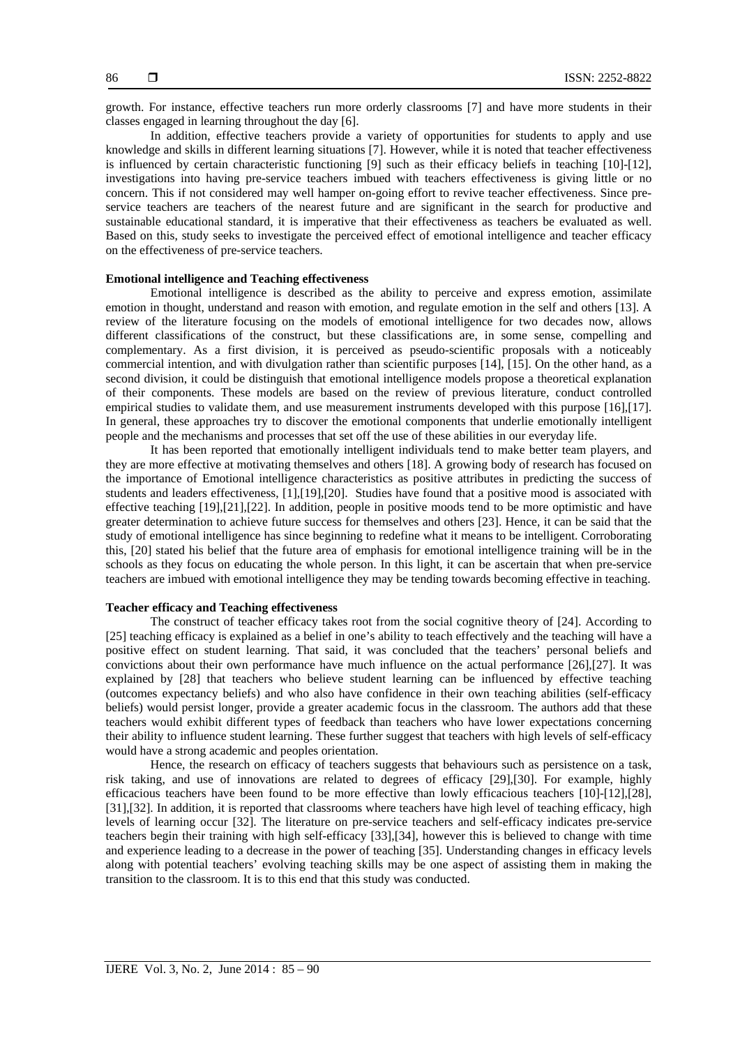growth. For instance, effective teachers run more orderly classrooms [7] and have more students in their classes engaged in learning throughout the day [6].

In addition, effective teachers provide a variety of opportunities for students to apply and use knowledge and skills in different learning situations [7]. However, while it is noted that teacher effectiveness is influenced by certain characteristic functioning [9] such as their efficacy beliefs in teaching [10]-[12], investigations into having pre-service teachers imbued with teachers effectiveness is giving little or no concern. This if not considered may well hamper on-going effort to revive teacher effectiveness. Since pre-service teachers are teachers of the nearest future and are significant in the search for productive and sustainable educational standard, it is imperative that their effectiveness as teachers be evaluated as well. Based on this, study seeks to investigate the perceived effect of emotional intelligence and teacher efficacy on the effectiveness of pre-service teachers.

**Emotional intelligence and Teaching effectiveness**

Emotional intelligence is described as the ability to perceive and express emotion, assimilate emotion in thought, understand and reason with emotion, and regulate emotion in the self and others [13]. A review of the literature focusing on the models of emotional intelligence for two decades now, allows different classifications of the construct, but these classifications are, in some sense, compelling and complementary. As a first division, it is perceived as pseudo-scientific proposals with a noticeably commercial intention, and with divulgation rather than scientific purposes [14], [15]. On the other hand, as a second division, it could be distinguish that emotional intelligence models propose a theoretical explanation of their components. These models are based on the review of previous literature, conduct controlled empirical studies to validate them, and use measurement instruments developed with this purpose [16],[17]. In general, these approaches try to discover the emotional components that underlie emotionally intelligent people and the mechanisms and processes that set off the use of these abilities in our everyday life.

It has been reported that emotionally intelligent individuals tend to make better team players, and they are more effective at motivating themselves and others [18]. A growing body of research has focused on the importance of Emotional intelligence characteristics as positive attributes in predicting the success of students and leaders effectiveness, [1],[19],[20]. Studies have found that a positive mood is associated with effective teaching [19],[21],[22]. In addition, people in positive moods tend to be more optimistic and have greater determination to achieve future success for themselves and others [23]. Hence, it can be said that the study of emotional intelligence has since beginning to redefine what it means to be intelligent. Corroborating this, [20] stated his belief that the future area of emphasis for emotional intelligence training will be in the schools as they focus on educating the whole person. In this light, it can be ascertain that when pre-service teachers are imbued with emotional intelligence they may be tending towards becoming effective in teaching.

**Teacher efficacy and Teaching effectiveness**

The construct of teacher efficacy takes root from the social cognitive theory of [24]. According to [25] teaching efficacy is explained as a belief in one's ability to teach effectively and the teaching will have a positive effect on student learning. That said, it was concluded that the teachers' personal beliefs and convictions about their own performance have much influence on the actual performance [26],[27]. It was explained by [28] that teachers who believe student learning can be influenced by effective teaching (outcomes expectancy beliefs) and who also have confidence in their own teaching abilities (self-efficacy beliefs) would persist longer, provide a greater academic focus in the classroom. The authors add that these teachers would exhibit different types of feedback than teachers who have lower expectations concerning their ability to influence student learning. These further suggest that teachers with high levels of self-efficacy would have a strong academic and peoples orientation.

Hence, the research on efficacy of teachers suggests that behaviours such as persistence on a task, risk taking, and use of innovations are related to degrees of efficacy [29],[30]. For example, highly efficacious teachers have been found to be more effective than lowly efficacious teachers [10]-[12],[28], [31],[32]. In addition, it is reported that classrooms where teachers have high level of teaching efficacy, high levels of learning occur [32]. The literature on pre-service teachers and self-efficacy indicates pre-service teachers begin their training with high self-efficacy [33],[34], however this is believed to change with time and experience leading to a decrease in the power of teaching [35]. Understanding changes in efficacy levels along with potential teachers' evolving teaching skills may be one aspect of assisting them in making the transition to the classroom. It is to this end that this study was conducted.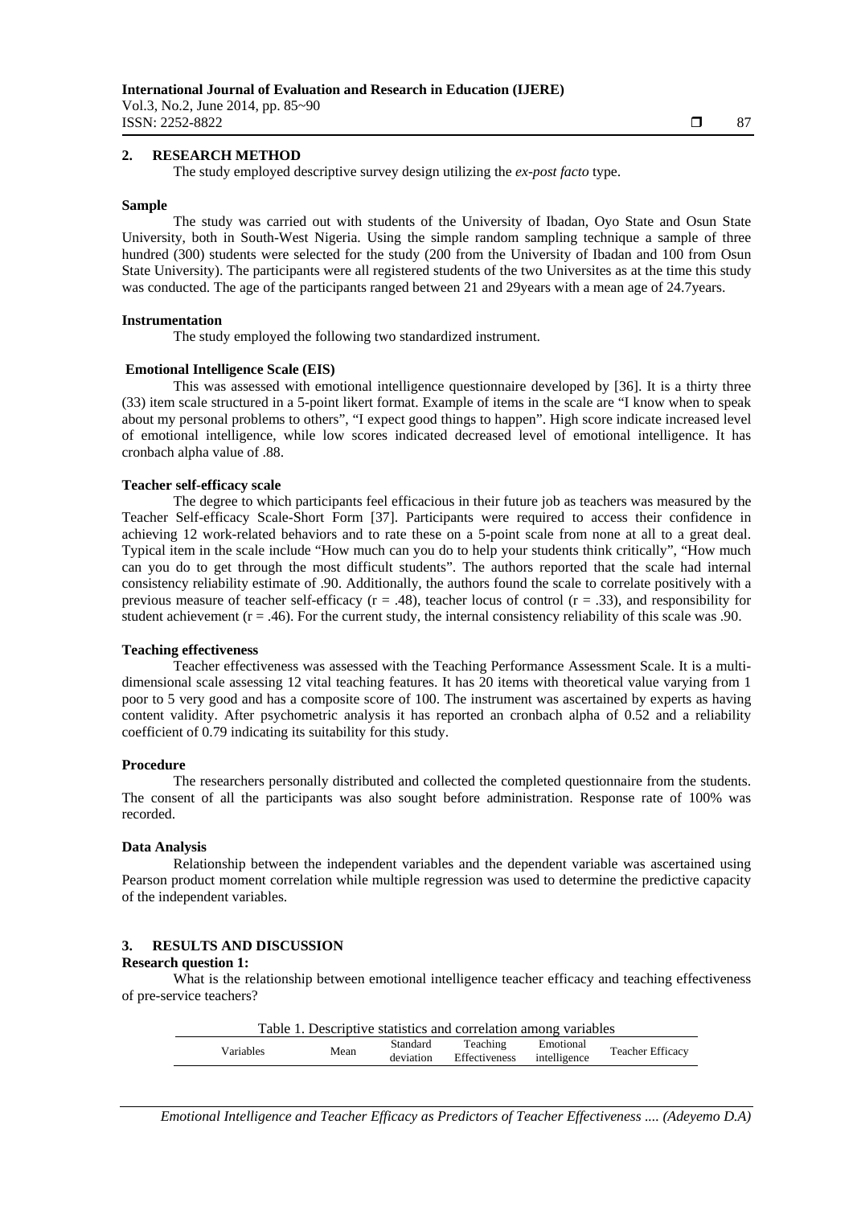## 2. RESEARCH METHOD

The study employed descriptive survey design utilizing the *ex-post facto* type.

**Sample**

The study was carried out with students of the University of Ibadan, Oyo State and Osun State University, both in South-West Nigeria. Using the simple random sampling technique a sample of three hundred (300) students were selected for the study (200 from the University of Ibadan and 100 from Osun State University). The participants were all registered students of the two Universites as at the time this study was conducted. The age of the participants ranged between 21 and 29years with a mean age of 24.7years.

**Instrumentation**

The study employed the following two standardized instrument.

**Emotional Intelligence Scale (EIS)**

This was assessed with emotional intelligence questionnaire developed by [36]. It is a thirty three (33) item scale structured in a 5-point likert format. Example of items in the scale are "I know when to speak about my personal problems to others", "I expect good things to happen". High score indicate increased level of emotional intelligence, while low scores indicated decreased level of emotional intelligence. It has cronbach alpha value of .88.

**Teacher self-efficacy scale**

The degree to which participants feel efficacious in their future job as teachers was measured by the Teacher Self-efficacy Scale-Short Form [37]. Participants were required to access their confidence in achieving 12 work-related behaviors and to rate these on a 5-point scale from none at all to a great deal. Typical item in the scale include "How much can you do to help your students think critically", "How much can you do to get through the most difficult students". The authors reported that the scale had internal consistency reliability estimate of .90. Additionally, the authors found the scale to correlate positively with a previous measure of teacher self-efficacy ($r = .48$), teacher locus of control ($r = .33$), and responsibility for student achievement ($r = .46$). For the current study, the internal consistency reliability of this scale was .90.

**Teaching effectiveness**

Teacher effectiveness was assessed with the Teaching Performance Assessment Scale. It is a multi-dimensional scale assessing 12 vital teaching features. It has 20 items with theoretical value varying from 1 poor to 5 very good and has a composite score of 100. The instrument was ascertained by experts as having content validity. After psychometric analysis it has reported an cronbach alpha of 0.52 and a reliability coefficient of 0.79 indicating its suitability for this study.

**Procedure**

The researchers personally distributed and collected the completed questionnaire from the students. The consent of all the participants was also sought before administration. Response rate of 100% was recorded.

**Data Analysis**

Relationship between the independent variables and the dependent variable was ascertained using Pearson product moment correlation while multiple regression was used to determine the predictive capacity of the independent variables.

## 3. RESULTS AND DISCUSSION

**Research question 1:**

What is the relationship between emotional intelligence teacher efficacy and teaching effectiveness of pre-service teachers?

Table 1. Descriptive statistics and correlation among variables

| Variables | Mean | Standard deviation | Teaching Effectiveness | Emotional intelligence | Teacher Efficacy |
|---|---|---|---|---|---|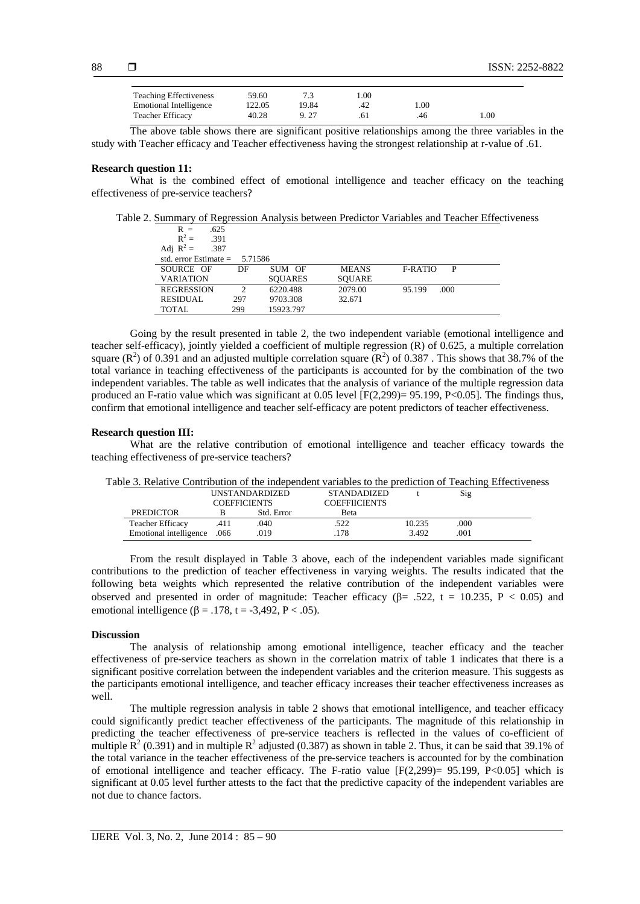| | | | | | |
|---|---|---|---|---|---|
| Teaching Effectiveness | 59.60 | 7.3 | 1.00 | | |
| Emotional Intelligence | 122.05 | 19.84 | .42 | 1.00 | |
| Teacher Efficacy | 40.28 | 9. 27 | .61 | .46 | 1.00 |

The above table shows there are significant positive relationships among the three variables in the study with Teacher efficacy and Teacher effectiveness having the strongest relationship at r-value of .61.

**Research question 11:**

What is the combined effect of emotional intelligence and teacher efficacy on the teaching effectiveness of pre-service teachers?

Table 2. Summary of Regression Analysis between Predictor Variables and Teacher Effectiveness

$R =$ .625
$R^2 =$ .391
Adj $R^2 =$ .387
std. error Estimate = 5.71586

| SOURCE OF VARIATION | DF | SUM OF SQUARES | MEANS SQUARE | F-RATIO | P |
|---|---|---|---|---|---|
| REGRESSION | 2 | 6220.488 | 2079.00 | 95.199 | .000 |
| RESIDUAL | 297 | 9703.308 | 32.671 | | |
| TOTAL | 299 | 15923.797 | | | |

Going by the result presented in table 2, the two independent variable (emotional intelligence and teacher self-efficacy), jointly yielded a coefficient of multiple regression (R) of 0.625, a multiple correlation square ($R^2$) of 0.391 and an adjusted multiple correlation square ($R^2$) of 0.387 . This shows that 38.7% of the total variance in teaching effectiveness of the participants is accounted for by the combination of the two independent variables. The table as well indicates that the analysis of variance of the multiple regression data produced an F-ratio value which was significant at 0.05 level [$F(2,299)= 95.199$, $P<0.05$]. The findings thus, confirm that emotional intelligence and teacher self-efficacy are potent predictors of teacher effectiveness.

**Research question III:**

What are the relative contribution of emotional intelligence and teacher efficacy towards the teaching effectiveness of pre-service teachers?

Table 3. Relative Contribution of the independent variables to the prediction of Teaching Effectiveness

| | UNSTANDARDIZED COEFFICIENTS | | STANDADIZED COEFFIICIENTS | t | Sig |
|---|---|---|---|---|---|
| PREDICTOR | B | Std. Error | Beta | | |
| Teacher Efficacy | .411 | .040 | .522 | 10.235 | .000 |
| Emotional intelligence | .066 | .019 | .178 | 3.492 | .001 |

From the result displayed in Table 3 above, each of the independent variables made significant contributions to the prediction of teacher effectiveness in varying weights. The results indicated that the following beta weights which represented the relative contribution of the independent variables were observed and presented in order of magnitude: Teacher efficacy ($\beta= .522$, $t = 10.235$, $P < 0.05$) and emotional intelligence ($\beta = .178$, $t = -3,492$, $P < .05$).

**Discussion**

The analysis of relationship among emotional intelligence, teacher efficacy and the teacher effectiveness of pre-service teachers as shown in the correlation matrix of table 1 indicates that there is a significant positive correlation between the independent variables and the criterion measure. This suggests as the participants emotional intelligence, and teacher efficacy increases their teacher effectiveness increases as well.

The multiple regression analysis in table 2 shows that emotional intelligence, and teacher efficacy could significantly predict teacher effectiveness of the participants. The magnitude of this relationship in predicting the teacher effectiveness of pre-service teachers is reflected in the values of co-efficient of multiple $R^2$ (0.391) and in multiple $R^2$ adjusted (0.387) as shown in table 2. Thus, it can be said that 39.1% of the total variance in the teacher effectiveness of the pre-service teachers is accounted for by the combination of emotional intelligence and teacher efficacy. The F-ratio value [$F(2,299)= 95.199$, $P<0.05$] which is significant at 0.05 level further attests to the fact that the predictive capacity of the independent variables are not due to chance factors.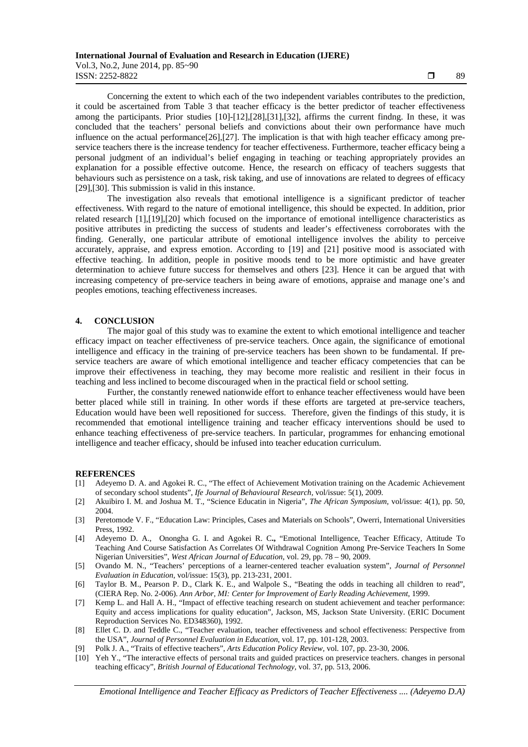Concerning the extent to which each of the two independent variables contributes to the prediction, it could be ascertained from Table 3 that teacher efficacy is the better predictor of teacher effectiveness among the participants. Prior studies [10]-[12],[28],[31],[32], affirms the current findng. In these, it was concluded that the teachers' personal beliefs and convictions about their own performance have much influence on the actual performance[26],[27]. The implication is that with high teacher efficacy among pre-service teachers there is the increase tendency for teacher effectiveness. Furthermore, teacher efficacy being a personal judgment of an individual's belief engaging in teaching or teaching appropriately provides an explanation for a possible effective outcome. Hence, the research on efficacy of teachers suggests that behaviours such as persistence on a task, risk taking, and use of innovations are related to degrees of efficacy [29],[30]. This submission is valid in this instance.

The investigation also reveals that emotional intelligence is a significant predictor of teacher effectiveness. With regard to the nature of emotional intelligence, this should be expected. In addition, prior related research [1],[19],[20] which focused on the importance of emotional intelligence characteristics as positive attributes in predicting the success of students and leader's effectiveness corroborates with the finding. Generally, one particular attribute of emotional intelligence involves the ability to perceive accurately, appraise, and express emotion. According to [19] and [21] positive mood is associated with effective teaching. In addition, people in positive moods tend to be more optimistic and have greater determination to achieve future success for themselves and others [23]. Hence it can be argued that with increasing competency of pre-service teachers in being aware of emotions, appraise and manage one's and peoples emotions, teaching effectiveness increases.

## 4. CONCLUSION

The major goal of this study was to examine the extent to which emotional intelligence and teacher efficacy impact on teacher effectiveness of pre-service teachers. Once again, the significance of emotional intelligence and efficacy in the training of pre-service teachers has been shown to be fundamental. If pre-service teachers are aware of which emotional intelligence and teacher efficacy competencies that can be improve their effectiveness in teaching, they may become more realistic and resilient in their focus in teaching and less inclined to become discouraged when in the practical field or school setting.

Further, the constantly renewed nationwide effort to enhance teacher effectiveness would have been better placed while still in training. In other words if these efforts are targeted at pre-service teachers, Education would have been well repositioned for success. Therefore, given the findings of this study, it is recommended that emotional intelligence training and teacher efficacy interventions should be used to enhance teaching effectiveness of pre-service teachers. In particular, programmes for enhancing emotional intelligence and teacher efficacy, should be infused into teacher education curriculum.

## REFERENCES

[1] Adeyemo D. A. and Agokei R. C., "The effect of Achievement Motivation training on the Academic Achievement of secondary school students", *Ife Journal of Behavioural Research*, vol/issue: 5(1), 2009.

[2] Akuibiro I. M. and Joshua M. T., "Science Educatin in Nigeria", *The African Symposium*, vol/issue: 4(1), pp. 50, 2004.

[3] Peretomode V. F., "Education Law: Principles, Cases and Materials on Schools", Owerri, International Universities Press, 1992.

[4] Adeyemo D. A., Onongha G. I. and Agokei R. C**.,** "Emotional Intelligence, Teacher Efficacy, Attitude To Teaching And Course Satisfaction As Correlates Of Withdrawal Cognition Among Pre-Service Teachers In Some Nigerian Universities", *West African Journal of Education*, vol. 29, pp. 78 – 90, 2009.

[5] Ovando M. N., "Teachers' perceptions of a learner-centered teacher evaluation system", *Journal of Personnel Evaluation in Education*, vol/issue: 15(3), pp. 213-231, 2001.

[6] Taylor B. M., Pearson P. D., Clark K. E., and Walpole S., "Beating the odds in teaching all children to read", (CIERA Rep. No. 2-006). *Ann Arbor, MI: Center for Improvement of Early Reading Achievement*, 1999.

[7] Kemp L. and Hall A. H., "Impact of effective teaching research on student achievement and teacher performance: Equity and access implications for quality education", Jackson, MS, Jackson State University. (ERIC Document Reproduction Services No. ED348360), 1992.

[8] Ellet C. D. and Teddle C., "Teacher evaluation, teacher effectiveness and school effectiveness: Perspective from the USA", *Journal of Personnel Evaluation in Education*, vol. 17, pp. 101-128, 2003.

[9] Polk J. A., "Traits of effective teachers", *Arts Education Policy Review*, vol. 107, pp. 23-30, 2006.

[10] Yeh Y., "The interactive effects of personal traits and guided practices on preservice teachers. changes in personal teaching efficacy", *British Journal of Educational Technology*, vol. 37, pp. 513, 2006.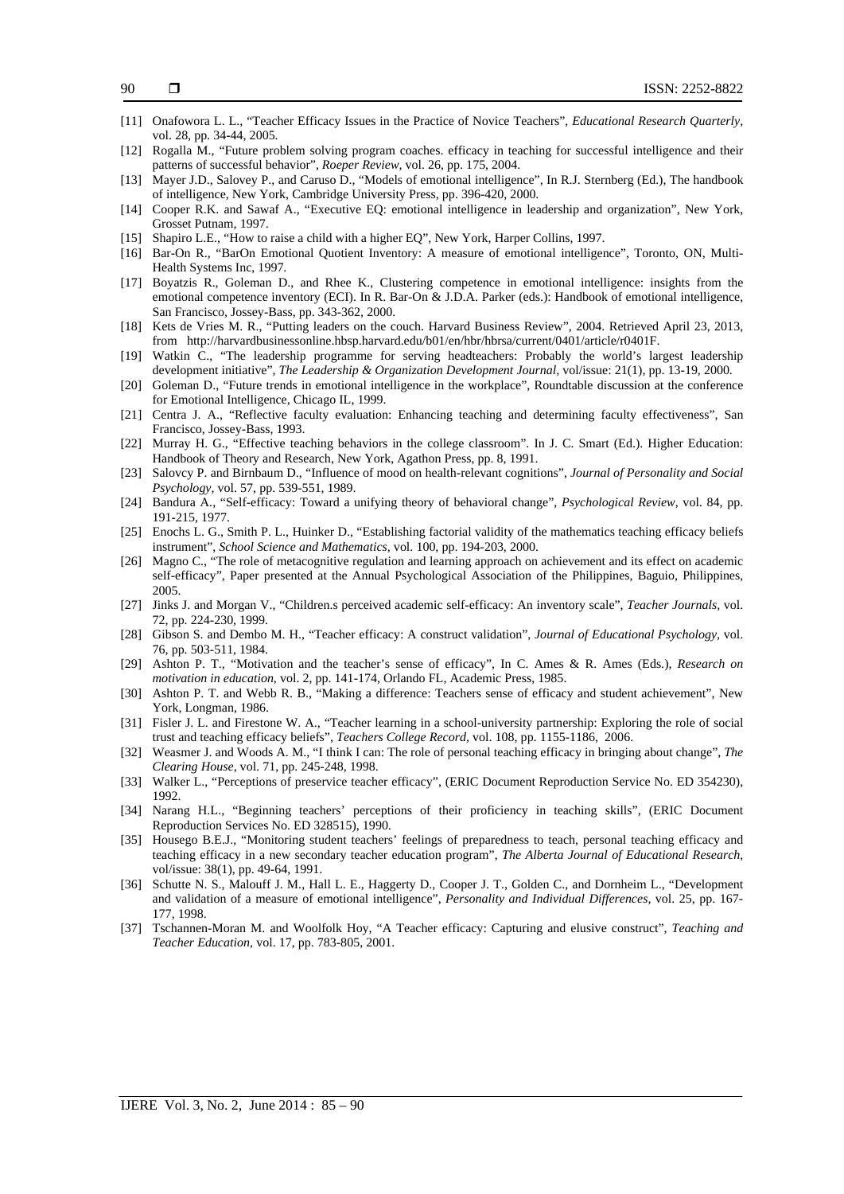[11] Onafowora L. L., "Teacher Efficacy Issues in the Practice of Novice Teachers", *Educational Research Quarterly*, vol. 28, pp. 34-44, 2005.

[12] Rogalla M., "Future problem solving program coaches. efficacy in teaching for successful intelligence and their patterns of successful behavior", *Roeper Review*, vol. 26, pp. 175, 2004.

[13] Mayer J.D., Salovey P., and Caruso D., "Models of emotional intelligence", In R.J. Sternberg (Ed.), The handbook of intelligence, New York, Cambridge University Press, pp. 396-420, 2000.

[14] Cooper R.K. and Sawaf A., "Executive EQ: emotional intelligence in leadership and organization", New York, Grosset Putnam, 1997.

[15] Shapiro L.E., "How to raise a child with a higher EQ", New York, Harper Collins, 1997.

[16] Bar-On R., "BarOn Emotional Quotient Inventory: A measure of emotional intelligence", Toronto, ON, Multi-Health Systems Inc, 1997.

[17] Boyatzis R., Goleman D., and Rhee K., Clustering competence in emotional intelligence: insights from the emotional competence inventory (ECI). In R. Bar-On & J.D.A. Parker (eds.): Handbook of emotional intelligence, San Francisco, Jossey-Bass, pp. 343-362, 2000.

[18] Kets de Vries M. R., "Putting leaders on the couch. Harvard Business Review", 2004. Retrieved April 23, 2013, from http://harvardbusinessonline.hbsp.harvard.edu/b01/en/hbr/hbrsa/current/0401/article/r0401F.

[19] Watkin C., "The leadership programme for serving headteachers: Probably the world's largest leadership development initiative", *The Leadership & Organization Development Journal*, vol/issue: 21(1), pp. 13-19, 2000.

[20] Goleman D., "Future trends in emotional intelligence in the workplace", Roundtable discussion at the conference for Emotional Intelligence, Chicago IL, 1999.

[21] Centra J. A., "Reflective faculty evaluation: Enhancing teaching and determining faculty effectiveness", San Francisco, Jossey-Bass, 1993.

[22] Murray H. G., "Effective teaching behaviors in the college classroom". In J. C. Smart (Ed.). Higher Education: Handbook of Theory and Research, New York, Agathon Press, pp. 8, 1991.

[23] Salovcy P. and Birnbaum D., "Influence of mood on health-relevant cognitions", *Journal of Personality and Social Psychology*, vol. 57, pp. 539-551, 1989.

[24] Bandura A., "Self-efficacy: Toward a unifying theory of behavioral change", *Psychological Review*, vol. 84, pp. 191-215, 1977.

[25] Enochs L. G., Smith P. L., Huinker D., "Establishing factorial validity of the mathematics teaching efficacy beliefs instrument", *School Science and Mathematics*, vol. 100, pp. 194-203, 2000.

[26] Magno C., "The role of metacognitive regulation and learning approach on achievement and its effect on academic self-efficacy", Paper presented at the Annual Psychological Association of the Philippines, Baguio, Philippines, 2005.

[27] Jinks J. and Morgan V., "Children.s perceived academic self-efficacy: An inventory scale", *Teacher Journals*, vol. 72, pp. 224-230, 1999.

[28] Gibson S. and Dembo M. H., "Teacher efficacy: A construct validation", *Journal of Educational Psychology*, vol. 76, pp. 503-511, 1984.

[29] Ashton P. T., "Motivation and the teacher's sense of efficacy", In C. Ames & R. Ames (Eds.), *Research on motivation in education*, vol. 2, pp. 141-174, Orlando FL, Academic Press, 1985.

[30] Ashton P. T. and Webb R. B., "Making a difference: Teachers sense of efficacy and student achievement", New York, Longman, 1986.

[31] Fisler J. L. and Firestone W. A., "Teacher learning in a school-university partnership: Exploring the role of social trust and teaching efficacy beliefs", *Teachers College Record*, vol. 108, pp. 1155-1186, 2006.

[32] Weasmer J. and Woods A. M., "I think I can: The role of personal teaching efficacy in bringing about change", *The Clearing House*, vol. 71, pp. 245-248, 1998.

[33] Walker L., "Perceptions of preservice teacher efficacy", (ERIC Document Reproduction Service No. ED 354230), 1992.

[34] Narang H.L., "Beginning teachers' perceptions of their proficiency in teaching skills", (ERIC Document Reproduction Services No. ED 328515), 1990.

[35] Housego B.E.J., "Monitoring student teachers' feelings of preparedness to teach, personal teaching efficacy and teaching efficacy in a new secondary teacher education program", *The Alberta Journal of Educational Research*, vol/issue: 38(1), pp. 49-64, 1991.

[36] Schutte N. S., Malouff J. M., Hall L. E., Haggerty D., Cooper J. T., Golden C., and Dornheim L., "Development and validation of a measure of emotional intelligence", *Personality and Individual Differences*, vol. 25, pp. 167-177, 1998.

[37] Tschannen-Moran M. and Woolfolk Hoy, "A Teacher efficacy: Capturing and elusive construct", *Teaching and Teacher Education*, vol. 17, pp. 783-805, 2001.